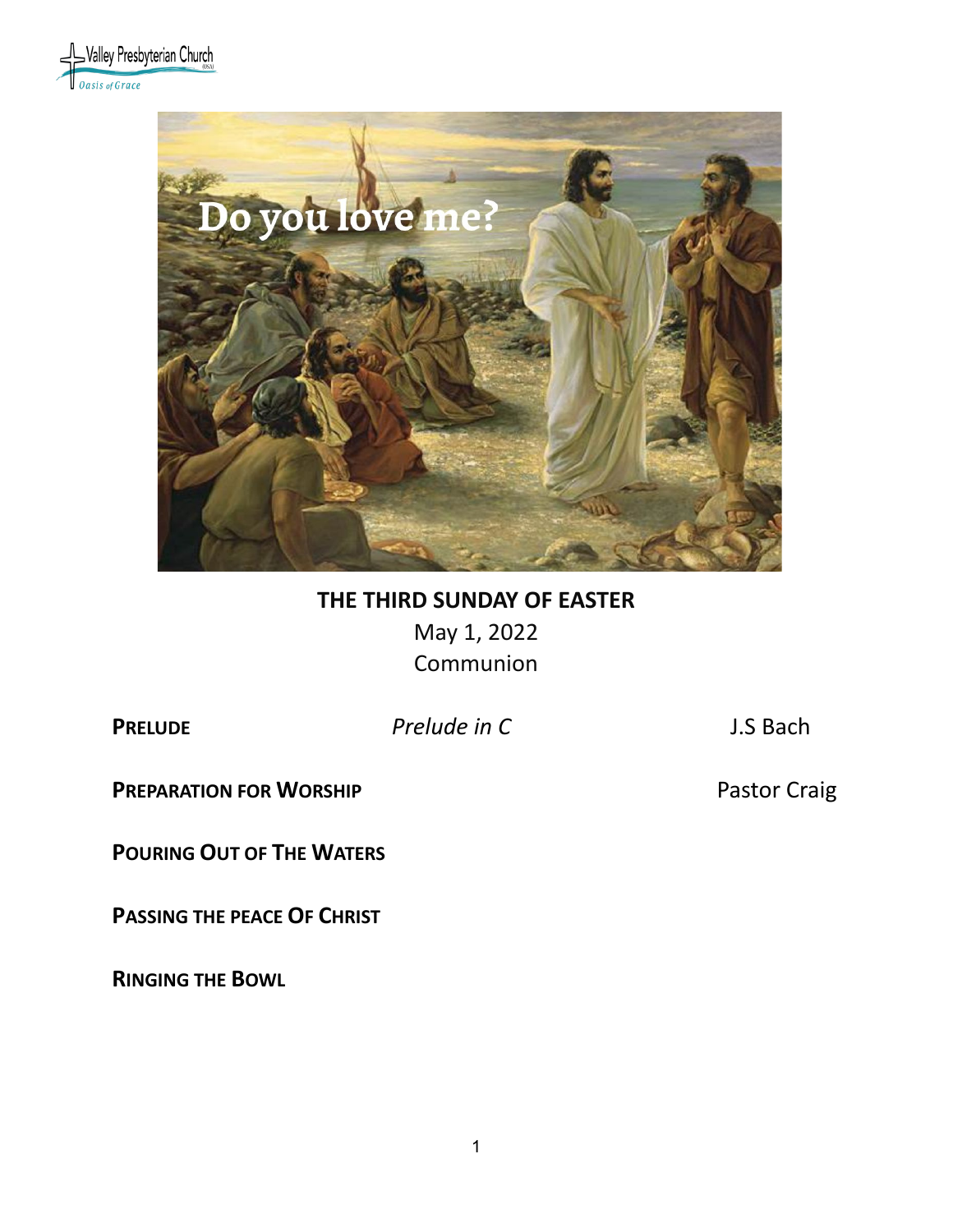Valley Presbyterian Church
Oasis of Grace

Do you love me?

**THE THIRD SUNDAY OF EASTER**

May 1, 2022

Communion

**PRELUDE** *Prelude in C* J.S Bach

**PREPARATION FOR WORSHIP** Pastor Craig

**POURING OUT OF THE WATERS**

**PASSING THE PEACE OF CHRIST**

**RINGING THE BOWL**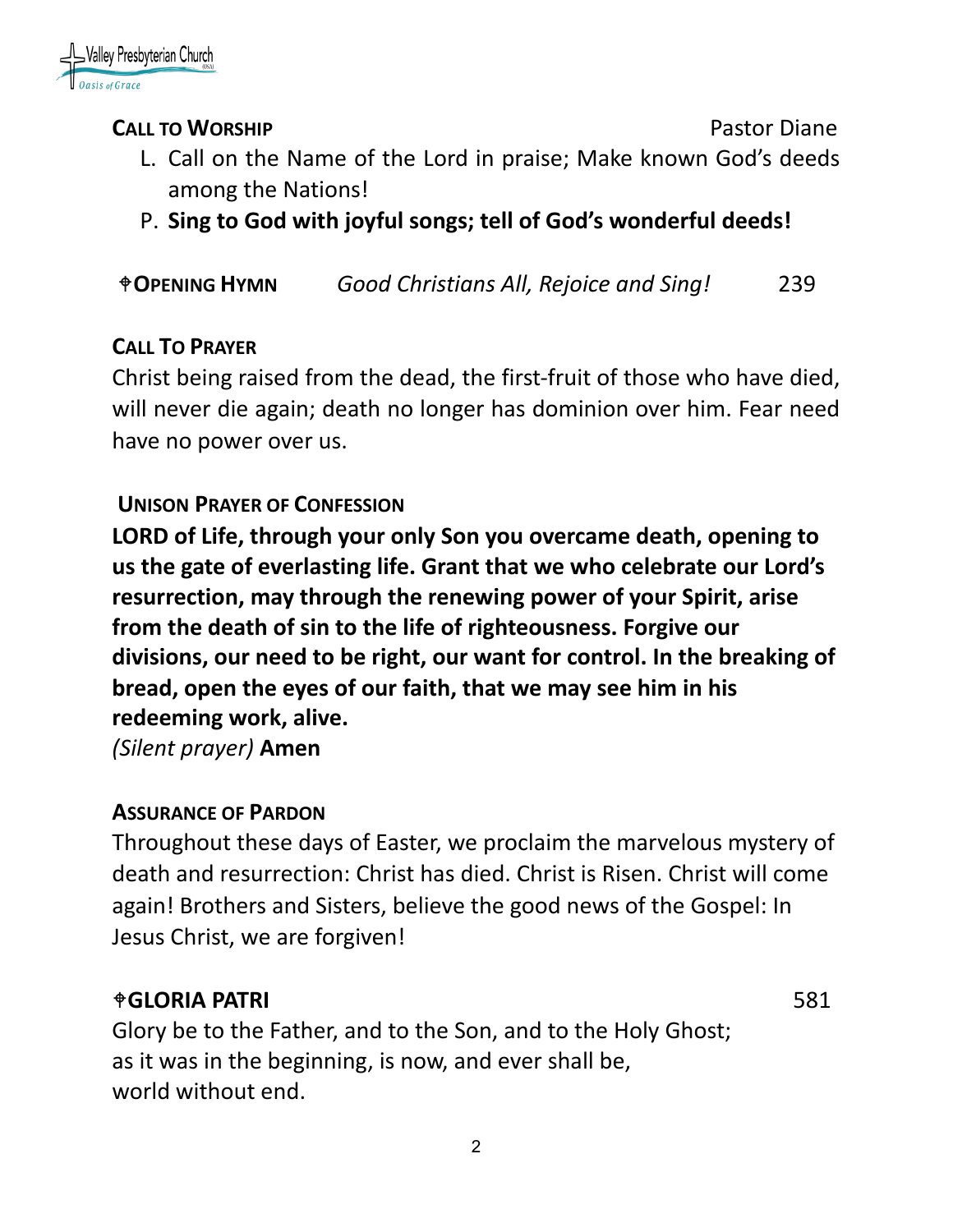**CALL TO WORSHIP** Pastor Diane

L. Call on the Name of the Lord in praise; Make known God's deeds among the Nations!

P. **Sing to God with joyful songs; tell of God's wonderful deeds!**

**☩OPENING HYMN** *Good Christians All, Rejoice and Sing!* 239

**CALL TO PRAYER**

Christ being raised from the dead, the first-fruit of those who have died, will never die again; death no longer has dominion over him. Fear need have no power over us.

**UNISON PRAYER OF CONFESSION**

**LORD of Life, through your only Son you overcame death, opening to us the gate of everlasting life. Grant that we who celebrate our Lord's resurrection, may through the renewing power of your Spirit, arise from the death of sin to the life of righteousness. Forgive our divisions, our need to be right, our want for control. In the breaking of bread, open the eyes of our faith, that we may see him in his redeeming work, alive.**

*(Silent prayer)* **Amen**

**ASSURANCE OF PARDON**

Throughout these days of Easter, we proclaim the marvelous mystery of death and resurrection: Christ has died. Christ is Risen. Christ will come again! Brothers and Sisters, believe the good news of the Gospel: In Jesus Christ, we are forgiven!

**☩GLORIA PATRI** 581

Glory be to the Father, and to the Son, and to the Holy Ghost;
as it was in the beginning, is now, and ever shall be,
world without end.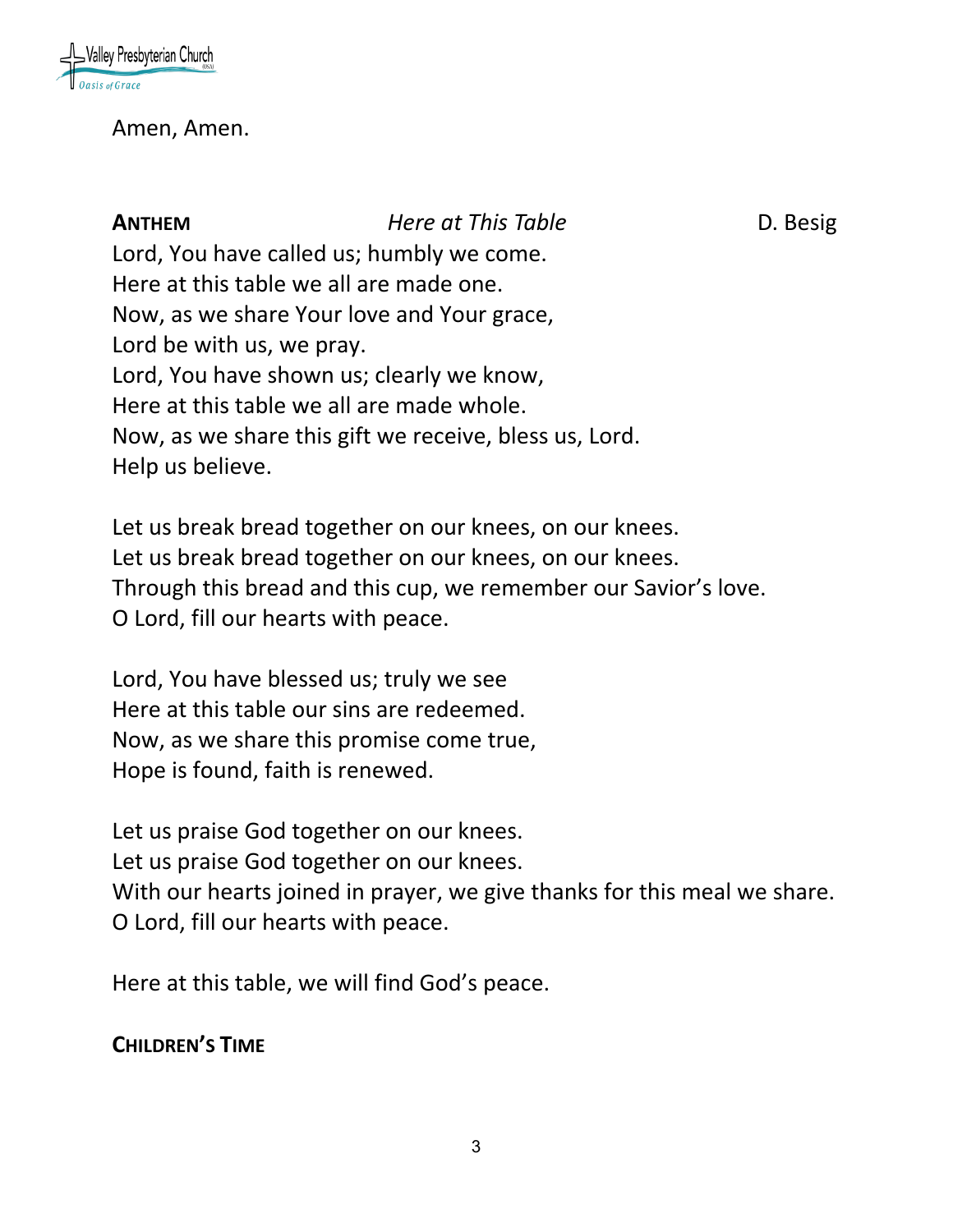Amen, Amen.

**ANTHEM** *Here at This Table* D. Besig

Lord, You have called us; humbly we come.
Here at this table we all are made one.
Now, as we share Your love and Your grace,
Lord be with us, we pray.
Lord, You have shown us; clearly we know,
Here at this table we all are made whole.
Now, as we share this gift we receive, bless us, Lord.
Help us believe.

Let us break bread together on our knees, on our knees.
Let us break bread together on our knees, on our knees.
Through this bread and this cup, we remember our Savior's love.
O Lord, fill our hearts with peace.

Lord, You have blessed us; truly we see
Here at this table our sins are redeemed.
Now, as we share this promise come true,
Hope is found, faith is renewed.

Let us praise God together on our knees.
Let us praise God together on our knees.
With our hearts joined in prayer, we give thanks for this meal we share.
O Lord, fill our hearts with peace.

Here at this table, we will find God's peace.

**CHILDREN'S TIME**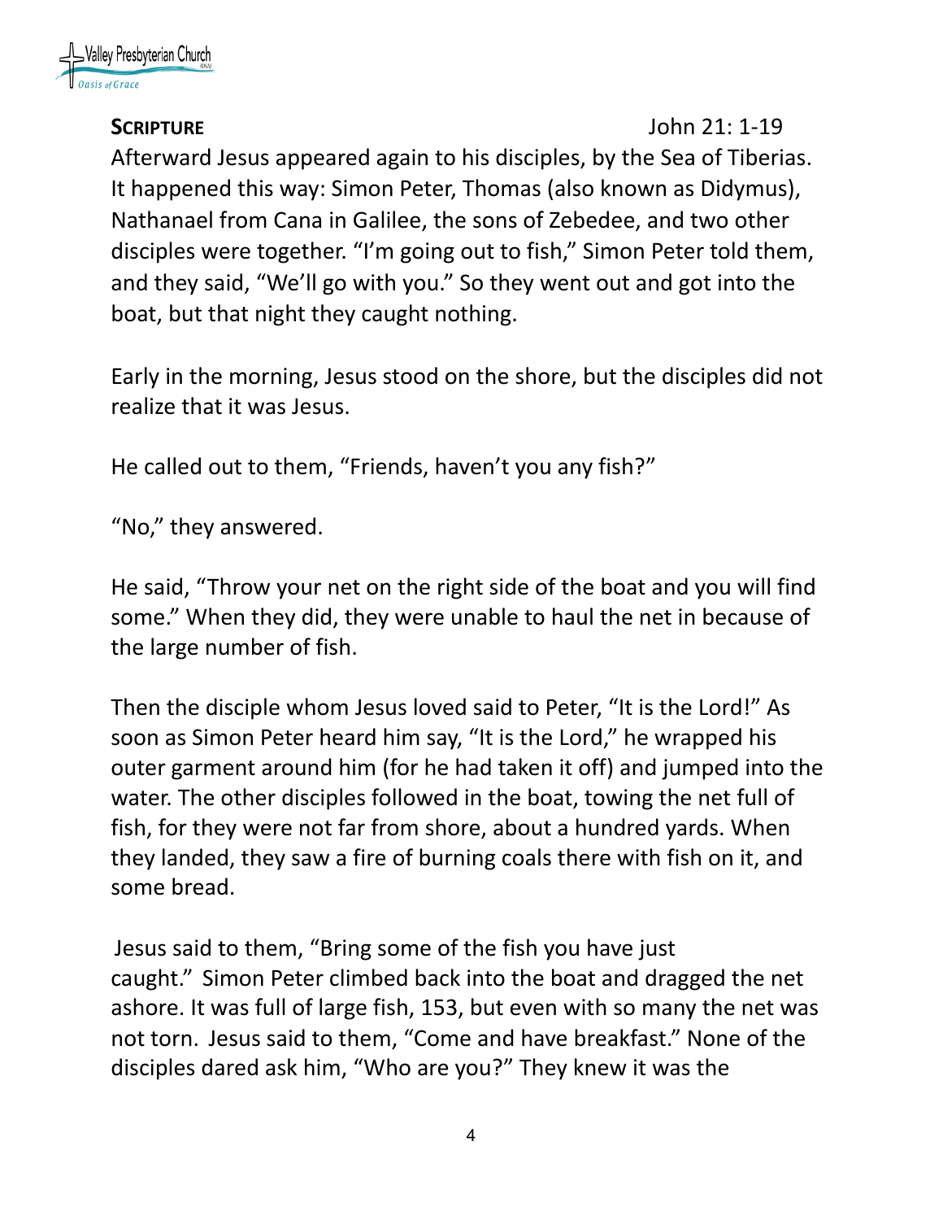**SCRIPTURE** John 21: 1-19

Afterward Jesus appeared again to his disciples, by the Sea of Tiberias. It happened this way: Simon Peter, Thomas (also known as Didymus), Nathanael from Cana in Galilee, the sons of Zebedee, and two other disciples were together. "I'm going out to fish," Simon Peter told them, and they said, "We'll go with you." So they went out and got into the boat, but that night they caught nothing.

Early in the morning, Jesus stood on the shore, but the disciples did not realize that it was Jesus.

He called out to them, "Friends, haven't you any fish?"

"No," they answered.

He said, "Throw your net on the right side of the boat and you will find some." When they did, they were unable to haul the net in because of the large number of fish.

Then the disciple whom Jesus loved said to Peter, "It is the Lord!" As soon as Simon Peter heard him say, "It is the Lord," he wrapped his outer garment around him (for he had taken it off) and jumped into the water. The other disciples followed in the boat, towing the net full of fish, for they were not far from shore, about a hundred yards. When they landed, they saw a fire of burning coals there with fish on it, and some bread.

Jesus said to them, "Bring some of the fish you have just caught." Simon Peter climbed back into the boat and dragged the net ashore. It was full of large fish, 153, but even with so many the net was not torn. Jesus said to them, "Come and have breakfast." None of the disciples dared ask him, "Who are you?" They knew it was the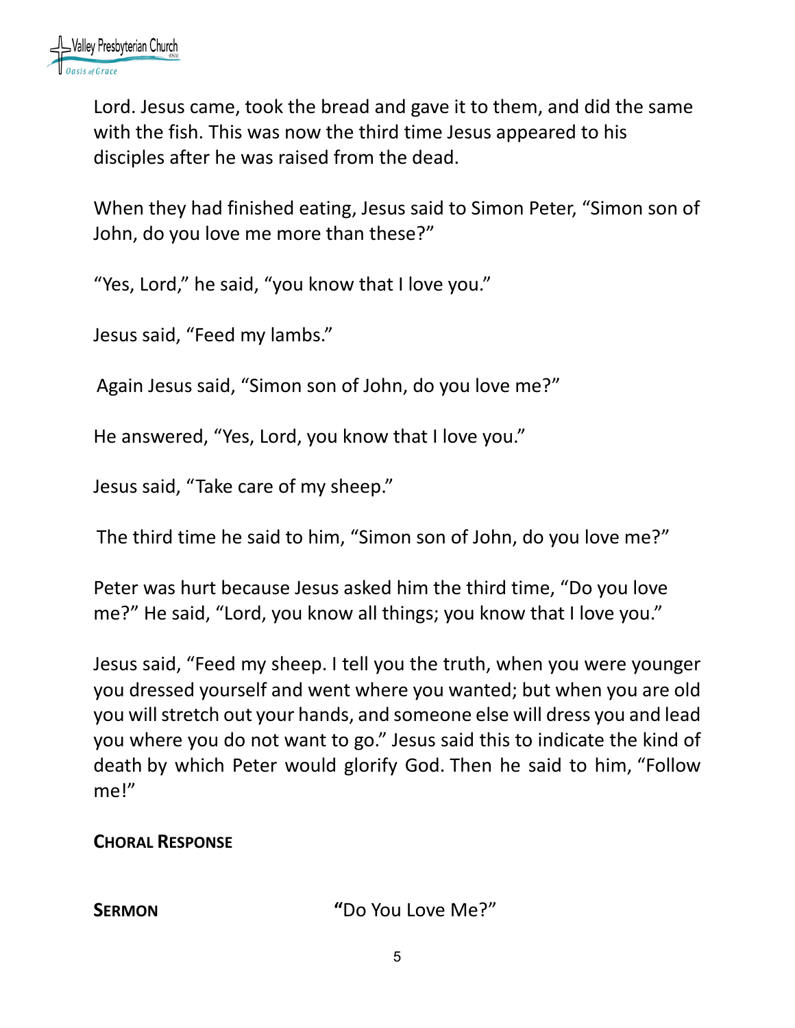Lord. Jesus came, took the bread and gave it to them, and did the same with the fish. This was now the third time Jesus appeared to his disciples after he was raised from the dead.

When they had finished eating, Jesus said to Simon Peter, "Simon son of John, do you love me more than these?"

"Yes, Lord," he said, "you know that I love you."

Jesus said, "Feed my lambs."

Again Jesus said, "Simon son of John, do you love me?"

He answered, "Yes, Lord, you know that I love you."

Jesus said, "Take care of my sheep."

The third time he said to him, "Simon son of John, do you love me?"

Peter was hurt because Jesus asked him the third time, "Do you love me?" He said, "Lord, you know all things; you know that I love you."

Jesus said, "Feed my sheep. I tell you the truth, when you were younger you dressed yourself and went where you wanted; but when you are old you will stretch out your hands, and someone else will dress you and lead you where you do not want to go." Jesus said this to indicate the kind of death by which Peter would glorify God. Then he said to him, "Follow me!"

**CHORAL RESPONSE**

**SERMON** "Do You Love Me?"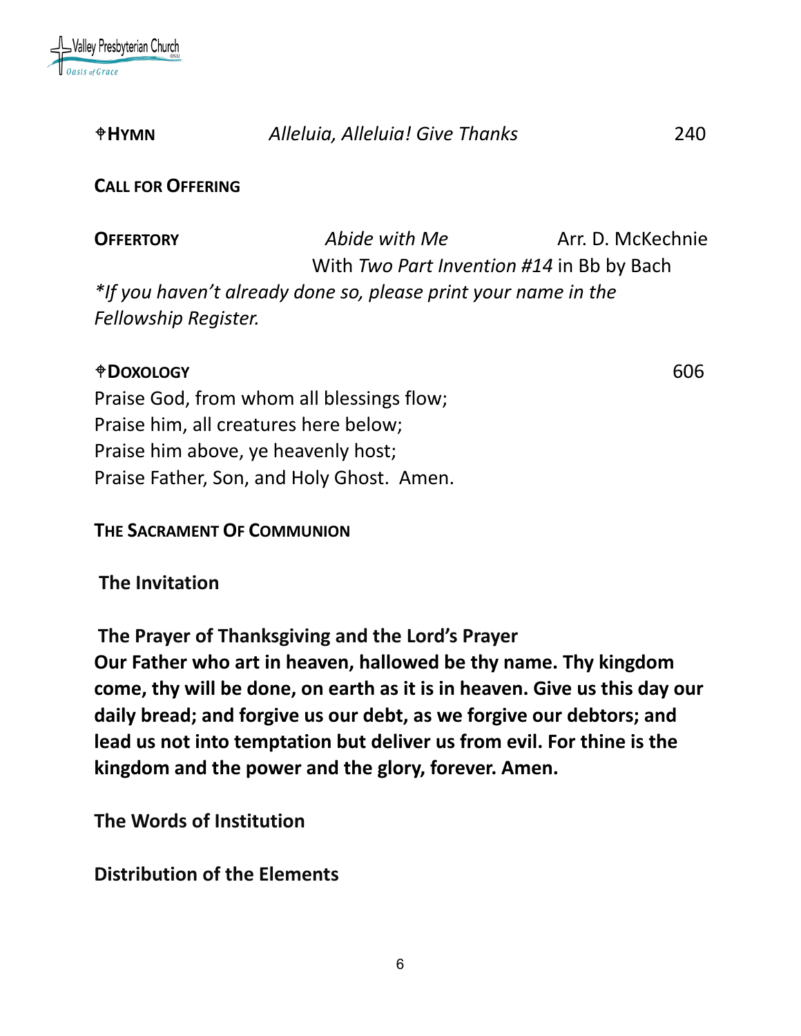**✝HYMN** *Alleluia, Alleluia! Give Thanks* 240

**CALL FOR OFFERING**

**OFFERTORY** *Abide with Me* Arr. D. McKechnie
With *Two Part Invention #14* in Bb by Bach

*\*If you haven't already done so, please print your name in the Fellowship Register.*

**✝DOXOLOGY** 606

Praise God, from whom all blessings flow;
Praise him, all creatures here below;
Praise him above, ye heavenly host;
Praise Father, Son, and Holy Ghost. Amen.

**THE SACRAMENT OF COMMUNION**

**The Invitation**

**The Prayer of Thanksgiving and the Lord's Prayer**

**Our Father who art in heaven, hallowed be thy name. Thy kingdom come, thy will be done, on earth as it is in heaven. Give us this day our daily bread; and forgive us our debt, as we forgive our debtors; and lead us not into temptation but deliver us from evil. For thine is the kingdom and the power and the glory, forever. Amen.**

**The Words of Institution**

**Distribution of the Elements**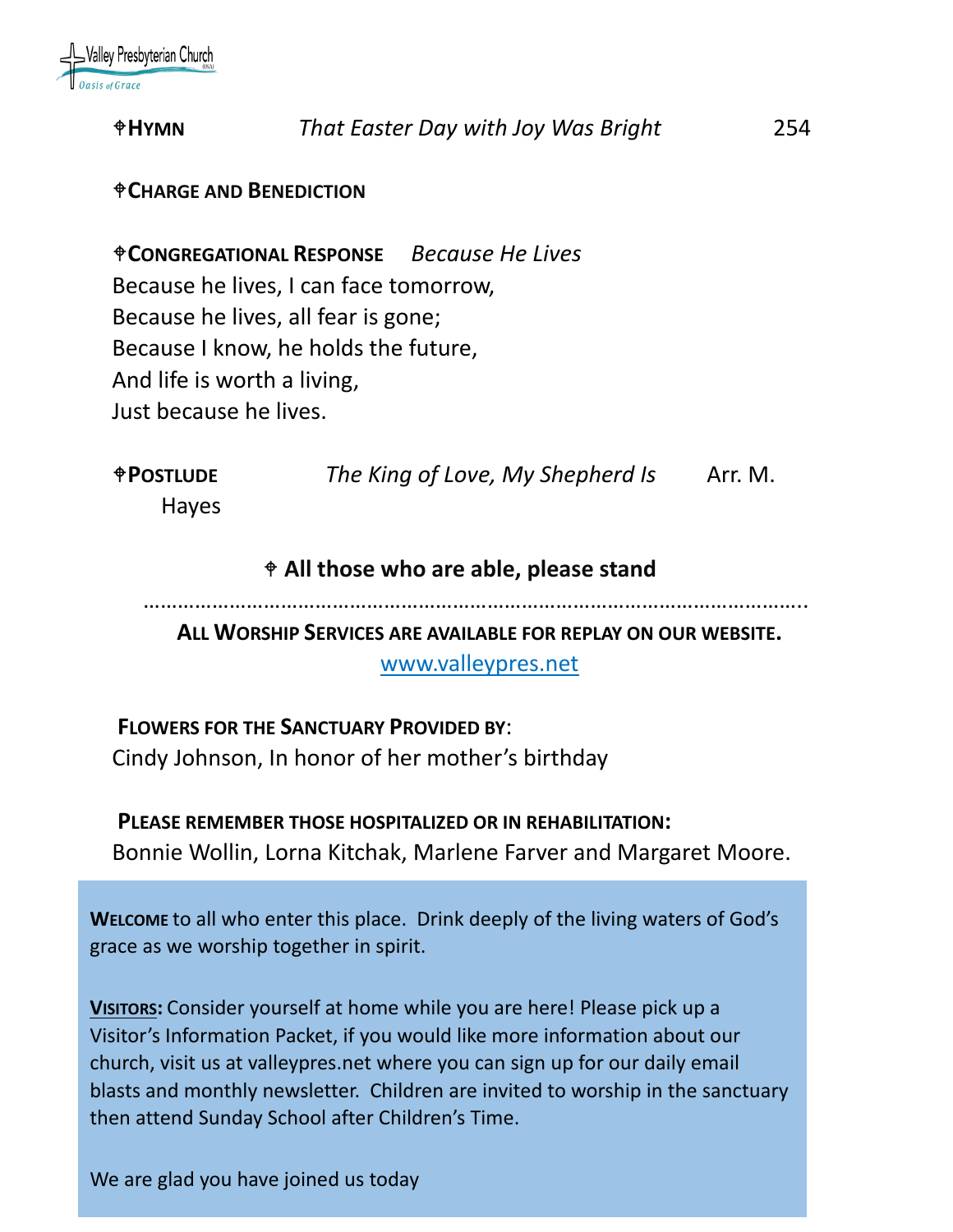⌖**HYMN** *That Easter Day with Joy Was Bright* 254

⌖**CHARGE AND BENEDICTION**

⌖**CONGREGATIONAL RESPONSE** *Because He Lives*
Because he lives, I can face tomorrow,
Because he lives, all fear is gone;
Because I know, he holds the future,
And life is worth a living,
Just because he lives.

⌖**POSTLUDE** *The King of Love, My Shepherd Is* Arr. M. Hayes

**⌖ All those who are able, please stand**

…………………………………………………………………………………………………..

**ALL WORSHIP SERVICES ARE AVAILABLE FOR REPLAY ON OUR WEBSITE.**
www.valleypres.net

**FLOWERS FOR THE SANCTUARY PROVIDED BY**:
Cindy Johnson, In honor of her mother's birthday

**PLEASE REMEMBER THOSE HOSPITALIZED OR IN REHABILITATION:**
Bonnie Wollin, Lorna Kitchak, Marlene Farver and Margaret Moore.

**WELCOME** to all who enter this place. Drink deeply of the living waters of God's grace as we worship together in spirit.

**VISITORS:** Consider yourself at home while you are here! Please pick up a Visitor's Information Packet, if you would like more information about our church, visit us at valleypres.net where you can sign up for our daily email blasts and monthly newsletter. Children are invited to worship in the sanctuary then attend Sunday School after Children's Time.

We are glad you have joined us today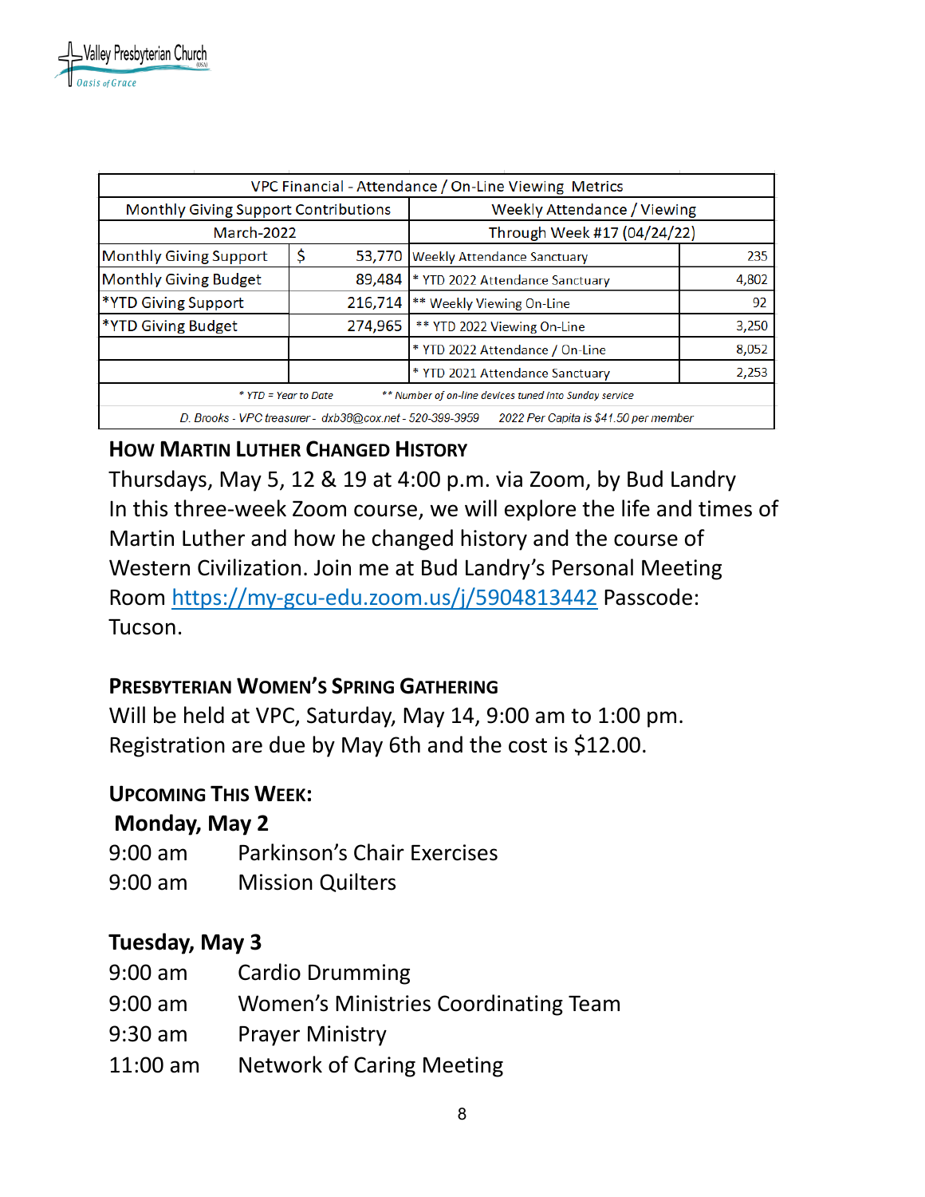Valley Presbyterian Church (USA)
Oasis of Grace

| VPC Financial - Attendance / On-Line Viewing Metrics | | | |
|---|---|---|---|
| Monthly Giving Support Contributions | | Weekly Attendance / Viewing | |
| March-2022 | | Through Week #17 (04/24/22) | |
| Monthly Giving Support | $ 53,770 | Weekly Attendance Sanctuary | 235 |
| Monthly Giving Budget | 89,484 | * YTD 2022 Attendance Sanctuary | 4,802 |
| *YTD Giving Support | 216,714 | ** Weekly Viewing On-Line | 92 |
| *YTD Giving Budget | 274,965 | ** YTD 2022 Viewing On-Line | 3,250 |
| | | * YTD 2022 Attendance / On-Line | 8,052 |
| | | * YTD 2021 Attendance Sanctuary | 2,253 |

*\* YTD = Year to Date &nbsp;&nbsp;&nbsp; \*\* Number of on-line devices tuned into Sunday service*

*D. Brooks - VPC treasurer - dxb38@cox.net - 520-399-3959 &nbsp;&nbsp;&nbsp; 2022 Per Capita is $41.50 per member*

## How Martin Luther Changed History

Thursdays, May 5, 12 & 19 at 4:00 p.m. via Zoom, by Bud Landry
In this three-week Zoom course, we will explore the life and times of Martin Luther and how he changed history and the course of Western Civilization. Join me at Bud Landry's Personal Meeting Room https://my-gcu-edu.zoom.us/j/5904813442 Passcode: Tucson.

## Presbyterian Women's Spring Gathering

Will be held at VPC, Saturday, May 14, 9:00 am to 1:00 pm. Registration are due by May 6th and the cost is $12.00.

## Upcoming This Week:

**Monday, May 2**

9:00 am Parkinson's Chair Exercises
9:00 am Mission Quilters

**Tuesday, May 3**

9:00 am Cardio Drumming
9:00 am Women's Ministries Coordinating Team
9:30 am Prayer Ministry
11:00 am Network of Caring Meeting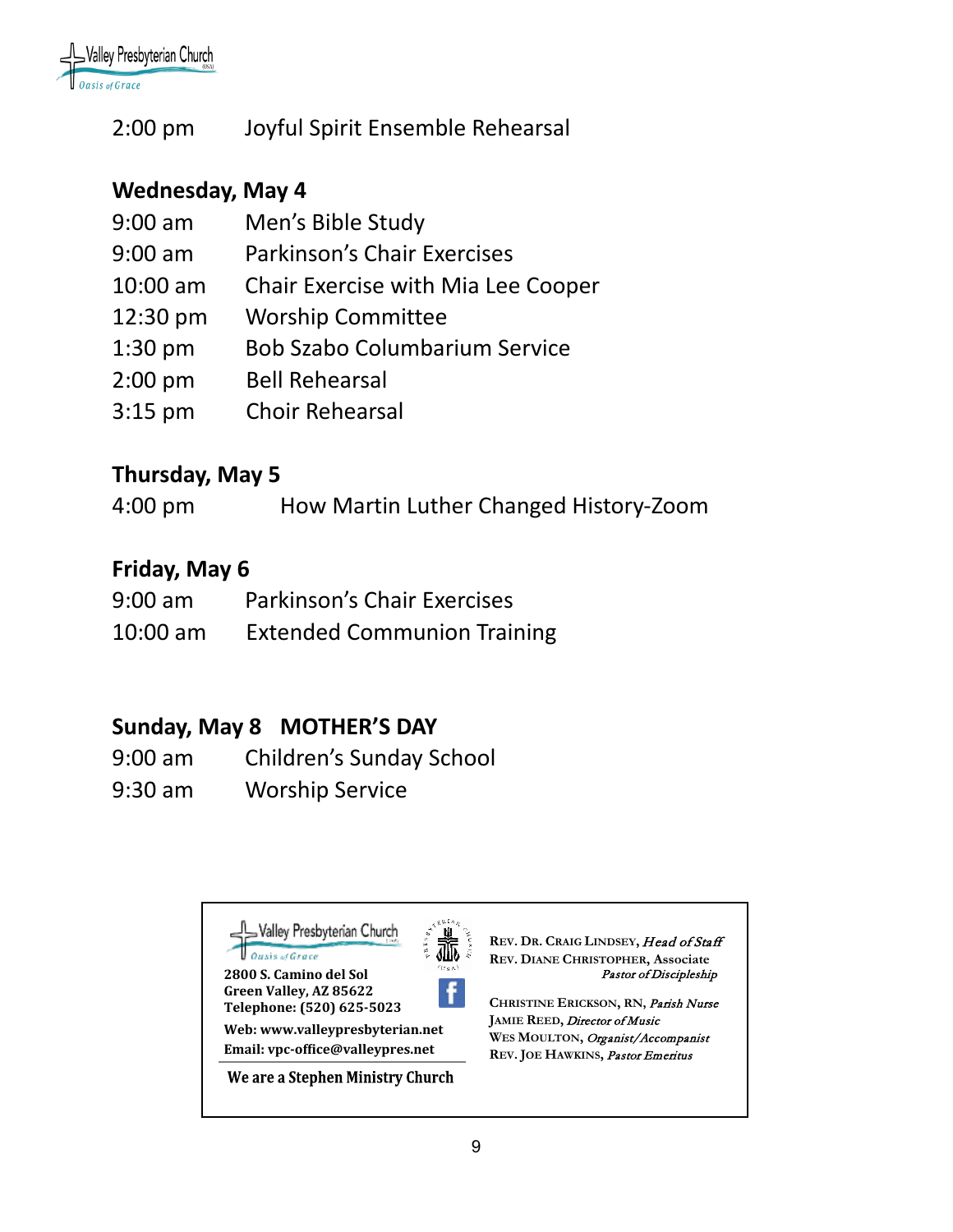2:00 pm Joyful Spirit Ensemble Rehearsal

**Wednesday, May 4**

9:00 am Men's Bible Study
9:00 am Parkinson's Chair Exercises
10:00 am Chair Exercise with Mia Lee Cooper
12:30 pm Worship Committee
1:30 pm Bob Szabo Columbarium Service
2:00 pm Bell Rehearsal
3:15 pm Choir Rehearsal

**Thursday, May 5**

4:00 pm How Martin Luther Changed History-Zoom

**Friday, May 6**

9:00 am Parkinson's Chair Exercises
10:00 am Extended Communion Training

**Sunday, May 8 MOTHER'S DAY**

9:00 am Children's Sunday School
9:30 am Worship Service

---

Valley Presbyterian Church
*Oasis of Grace*

**2800 S. Camino del Sol**
**Green Valley, AZ 85622**
**Telephone: (520) 625-5023**

**Web: www.valleypresbyterian.net**
**Email: vpc-office@valleypres.net**

**We are a Stephen Ministry Church**

REV. DR. CRAIG LINDSEY, *Head of Staff*
REV. DIANE CHRISTOPHER, Associate *Pastor of Discipleship*

CHRISTINE ERICKSON, RN, *Parish Nurse*
JAMIE REED, *Director of Music*
WES MOULTON, *Organist/Accompanist*
REV. JOE HAWKINS, *Pastor Emeritus*